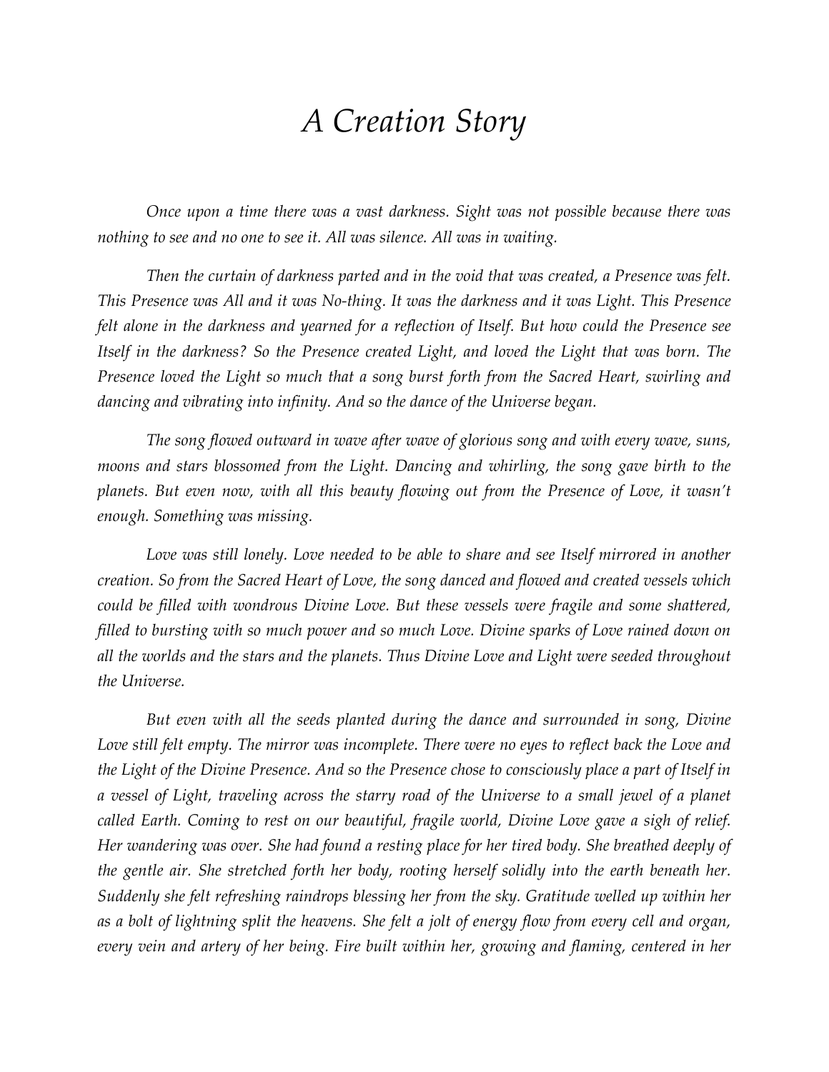# *A Creation Story*

*Once upon a time there was a vast darkness. Sight was not possible because there was nothing to see and no one to see it. All was silence. All was in waiting.*

*Then the curtain of darkness parted and in the void that was created, a Presence was felt. This Presence was All and it was No-thing. It was the darkness and it was Light. This Presence felt alone in the darkness and yearned for a reflection of Itself. But how could the Presence see Itself in the darkness? So the Presence created Light, and loved the Light that was born. The Presence loved the Light so much that a song burst forth from the Sacred Heart, swirling and dancing and vibrating into infinity. And so the dance of the Universe began.*

*The song flowed outward in wave after wave of glorious song and with every wave, suns, moons and stars blossomed from the Light. Dancing and whirling, the song gave birth to the planets. But even now, with all this beauty flowing out from the Presence of Love, it wasn't enough. Something was missing.*

*Love was still lonely. Love needed to be able to share and see Itself mirrored in another creation. So from the Sacred Heart of Love, the song danced and flowed and created vessels which could be filled with wondrous Divine Love. But these vessels were fragile and some shattered, filled to bursting with so much power and so much Love. Divine sparks of Love rained down on all the worlds and the stars and the planets. Thus Divine Love and Light were seeded throughout the Universe.*

*But even with all the seeds planted during the dance and surrounded in song, Divine Love still felt empty. The mirror was incomplete. There were no eyes to reflect back the Love and the Light of the Divine Presence. And so the Presence chose to consciously place a part of Itself in a vessel of Light, traveling across the starry road of the Universe to a small jewel of a planet called Earth. Coming to rest on our beautiful, fragile world, Divine Love gave a sigh of relief. Her wandering was over. She had found a resting place for her tired body. She breathed deeply of the gentle air. She stretched forth her body, rooting herself solidly into the earth beneath her. Suddenly she felt refreshing raindrops blessing her from the sky. Gratitude welled up within her as a bolt of lightning split the heavens. She felt a jolt of energy flow from every cell and organ, every vein and artery of her being. Fire built within her, growing and flaming, centered in her*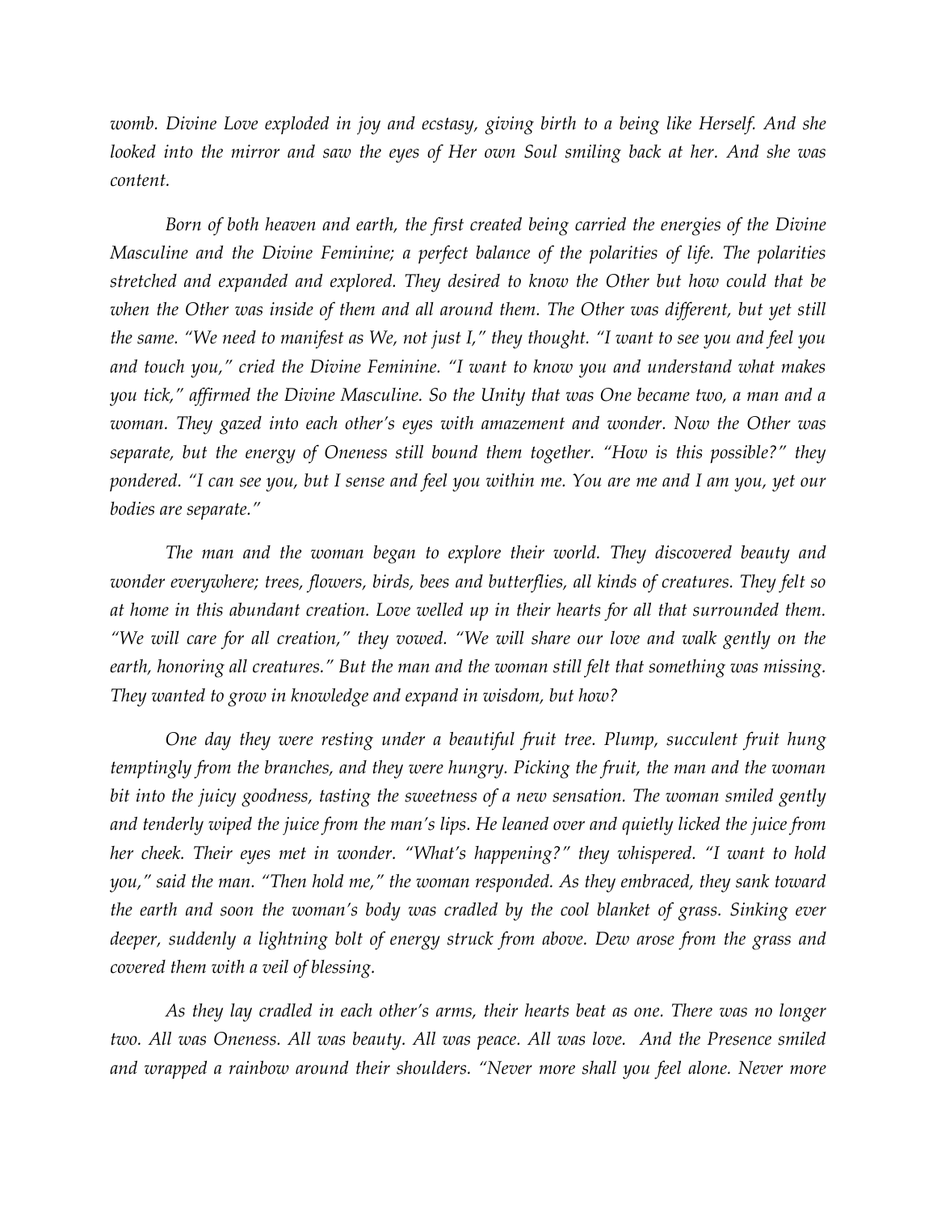*womb. Divine Love exploded in joy and ecstasy, giving birth to a being like Herself. And she looked into the mirror and saw the eyes of Her own Soul smiling back at her. And she was content.*

*Born of both heaven and earth, the first created being carried the energies of the Divine Masculine and the Divine Feminine; a perfect balance of the polarities of life. The polarities stretched and expanded and explored. They desired to know the Other but how could that be when the Other was inside of them and all around them. The Other was different, but yet still the same. "We need to manifest as We, not just I," they thought. "I want to see you and feel you and touch you," cried the Divine Feminine. "I want to know you and understand what makes you tick," affirmed the Divine Masculine. So the Unity that was One became two, a man and a woman. They gazed into each other's eyes with amazement and wonder. Now the Other was separate, but the energy of Oneness still bound them together. "How is this possible?" they pondered. "I can see you, but I sense and feel you within me. You are me and I am you, yet our bodies are separate."*

*The man and the woman began to explore their world. They discovered beauty and wonder everywhere; trees, flowers, birds, bees and butterflies, all kinds of creatures. They felt so at home in this abundant creation. Love welled up in their hearts for all that surrounded them. "We will care for all creation," they vowed. "We will share our love and walk gently on the earth, honoring all creatures." But the man and the woman still felt that something was missing. They wanted to grow in knowledge and expand in wisdom, but how?*

*One day they were resting under a beautiful fruit tree. Plump, succulent fruit hung temptingly from the branches, and they were hungry. Picking the fruit, the man and the woman bit into the juicy goodness, tasting the sweetness of a new sensation. The woman smiled gently and tenderly wiped the juice from the man's lips. He leaned over and quietly licked the juice from her cheek. Their eyes met in wonder. "What's happening?" they whispered. "I want to hold you," said the man. "Then hold me," the woman responded. As they embraced, they sank toward the earth and soon the woman's body was cradled by the cool blanket of grass. Sinking ever deeper, suddenly a lightning bolt of energy struck from above. Dew arose from the grass and covered them with a veil of blessing.*

*As they lay cradled in each other's arms, their hearts beat as one. There was no longer two. All was Oneness. All was beauty. All was peace. All was love. And the Presence smiled and wrapped a rainbow around their shoulders. "Never more shall you feel alone. Never more*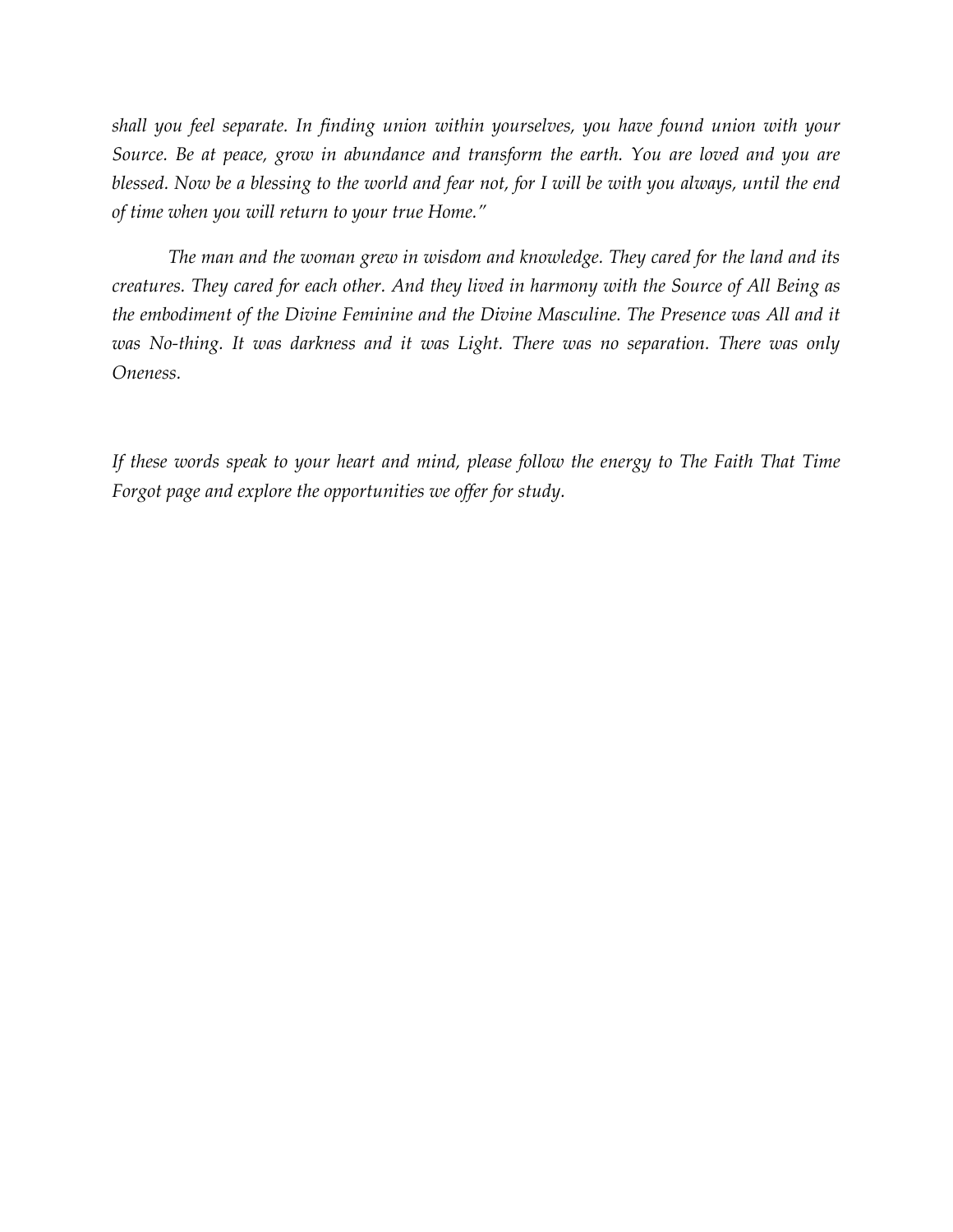*shall you feel separate. In finding union within yourselves, you have found union with your Source. Be at peace, grow in abundance and transform the earth. You are loved and you are blessed. Now be a blessing to the world and fear not, for I will be with you always, until the end of time when you will return to your true Home."*

*The man and the woman grew in wisdom and knowledge. They cared for the land and its creatures. They cared for each other. And they lived in harmony with the Source of All Being as the embodiment of the Divine Feminine and the Divine Masculine. The Presence was All and it was No-thing. It was darkness and it was Light. There was no separation. There was only Oneness.*

*If these words speak to your heart and mind, please follow the energy to The Faith That Time Forgot page and explore the opportunities we offer for study.*